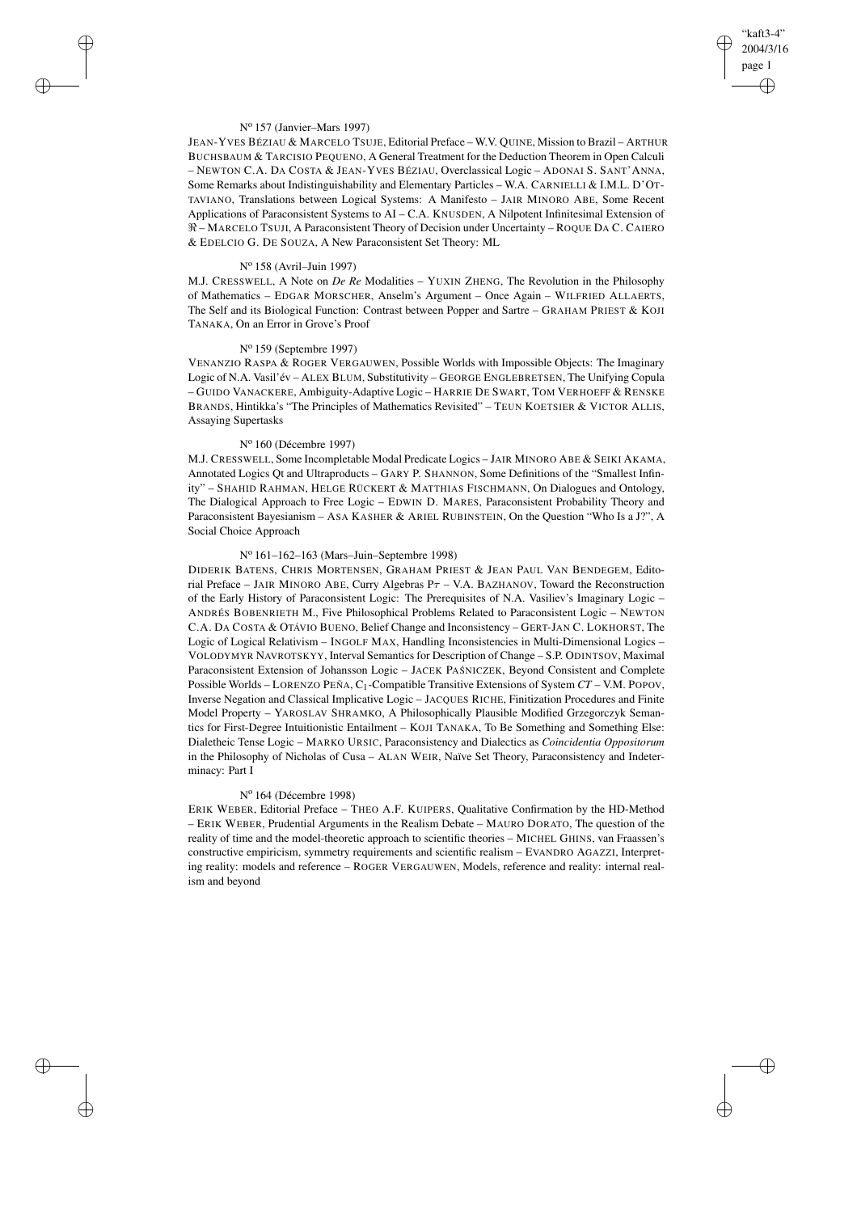N$^o$ 157 (Janvier–Mars 1997)

JEAN-YVES BÉZIAU & MARCELO TSUJE, Editorial Preface – W.V. QUINE, Mission to Brazil – ARTHUR BUCHSBAUM & TARCISIO PEQUENO, A General Treatment for the Deduction Theorem in Open Calculi – NEWTON C.A. DA COSTA & JEAN-YVES BÉZIAU, Overclassical Logic – ADONAI S. SANT'ANNA, Some Remarks about Indistinguishability and Elementary Particles – W.A. CARNIELLI & I.M.L. D'OTTAVIANO, Translations between Logical Systems: A Manifesto – JAIR MINORO ABE, Some Recent Applications of Paraconsistent Systems to AI – C.A. KNUSDEN, A Nilpotent Infinitesimal Extension of $\Re$ – MARCELO TSUJI, A Paraconsistent Theory of Decision under Uncertainty – ROQUE DA C. CAIERO & EDELCIO G. DE SOUZA, A New Paraconsistent Set Theory: ML

N$^o$ 158 (Avril–Juin 1997)

M.J. CRESSWELL, A Note on *De Re* Modalities – YUXIN ZHENG, The Revolution in the Philosophy of Mathematics – EDGAR MORSCHER, Anselm's Argument – Once Again – WILFRIED ALLAERTS, The Self and its Biological Function: Contrast between Popper and Sartre – GRAHAM PRIEST & KOJI TANAKA, On an Error in Grove's Proof

N$^o$ 159 (Septembre 1997)

VENANZIO RASPA & ROGER VERGAUWEN, Possible Worlds with Impossible Objects: The Imaginary Logic of N.A. Vasil'év – ALEX BLUM, Substitutivity – GEORGE ENGLEBRETSEN, The Unifying Copula – GUIDO VANACKERE, Ambiguity-Adaptive Logic – HARRIE DE SWART, TOM VERHOEFF & RENSKE BRANDS, Hintikka's "The Principles of Mathematics Revisited" – TEUN KOETSIER & VICTOR ALLIS, Assaying Supertasks

N$^o$ 160 (Décembre 1997)

M.J. CRESSWELL, Some Incompletable Modal Predicate Logics – JAIR MINORO ABE & SEIKI AKAMA, Annotated Logics Qt and Ultraproducts – GARY P. SHANNON, Some Definitions of the "Smallest Infinity" – SHAHID RAHMAN, HELGE RÜCKERT & MATTHIAS FISCHMANN, On Dialogues and Ontology, The Dialogical Approach to Free Logic – EDWIN D. MARES, Paraconsistent Probability Theory and Paraconsistent Bayesianism – ASA KASHER & ARIEL RUBINSTEIN, On the Question "Who Is a J?", A Social Choice Approach

N$^o$ 161–162–163 (Mars–Juin–Septembre 1998)

DIDERIK BATENS, CHRIS MORTENSEN, GRAHAM PRIEST & JEAN PAUL VAN BENDEGEM, Editorial Preface – JAIR MINORO ABE, Curry Algebras P$\tau$ – V.A. BAZHANOV, Toward the Reconstruction of the Early History of Paraconsistent Logic: The Prerequisites of N.A. Vasiliev's Imaginary Logic – ANDRÉS BOBENRIETH M., Five Philosophical Problems Related to Paraconsistent Logic – NEWTON C.A. DA COSTA & OTÁVIO BUENO, Belief Change and Inconsistency – GERT-JAN C. LOKHORST, The Logic of Logical Relativism – INGOLF MAX, Handling Inconsistencies in Multi-Dimensional Logics – VOLODYMYR NAVROTSKYY, Interval Semantics for Description of Change – S.P. ODINTSOV, Maximal Paraconsistent Extension of Johansson Logic – JACEK PAŚNICZEK, Beyond Consistent and Complete Possible Worlds – LORENZO PEÑA, $C_1$-Compatible Transitive Extensions of System *CT* – V.M. POPOV, Inverse Negation and Classical Implicative Logic – JACQUES RICHE, Finitization Procedures and Finite Model Property – YAROSLAV SHRAMKO, A Philosophically Plausible Modified Grzegorczyk Semantics for First-Degree Intuitionistic Entailment – KOJI TANAKA, To Be Something and Something Else: Dialetheic Tense Logic – MARKO URSIC, Paraconsistency and Dialectics as *Coincidentia Oppositorum* in the Philosophy of Nicholas of Cusa – ALAN WEIR, Naïve Set Theory, Paraconsistency and Indeterminacy: Part I

N$^o$ 164 (Décembre 1998)

ERIK WEBER, Editorial Preface – THEO A.F. KUIPERS, Qualitative Confirmation by the HD-Method – ERIK WEBER, Prudential Arguments in the Realism Debate – MAURO DORATO, The question of the reality of time and the model-theoretic approach to scientific theories – MICHEL GHINS, van Fraassen's constructive empiricism, symmetry requirements and scientific realism – EVANDRO AGAZZI, Interpreting reality: models and reference – ROGER VERGAUWEN, Models, reference and reality: internal realism and beyond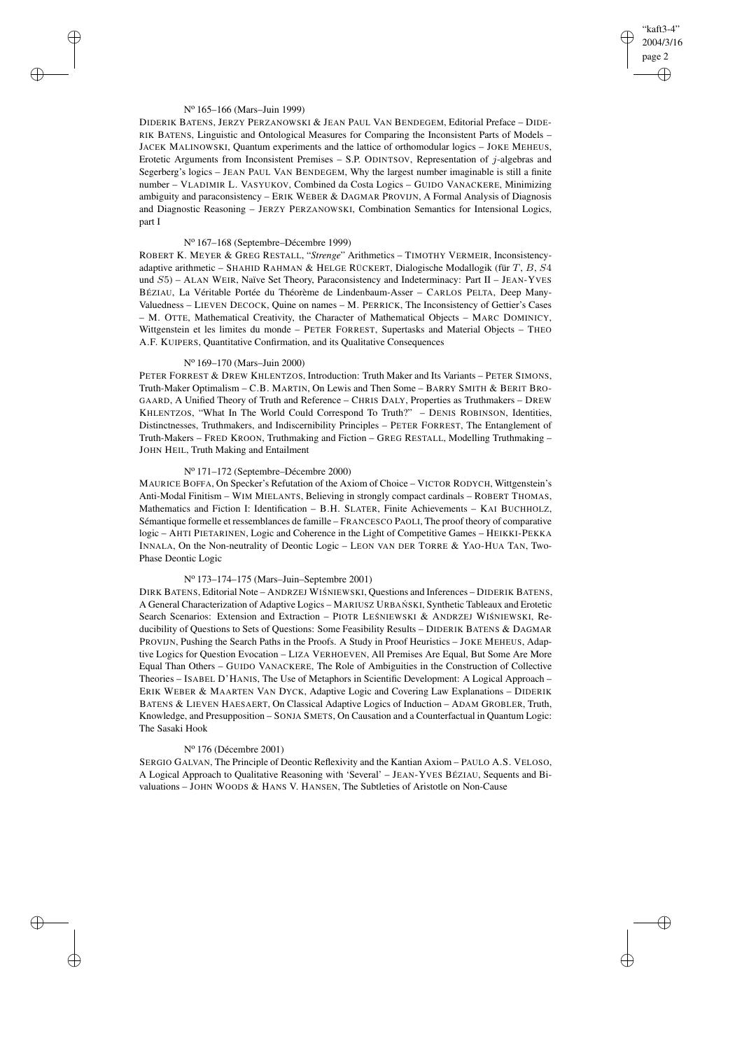N° 165–166 (Mars–Juin 1999)

DIDERIK BATENS, JERZY PERZANOWSKI & JEAN PAUL VAN BENDEGEM, Editorial Preface – DIDERIK BATENS, Linguistic and Ontological Measures for Comparing the Inconsistent Parts of Models – JACEK MALINOWSKI, Quantum experiments and the lattice of orthomodular logics – JOKE MEHEUS, Erotetic Arguments from Inconsistent Premises – S.P. ODINTSOV, Representation of $j$-algebras and Segerberg's logics – JEAN PAUL VAN BENDEGEM, Why the largest number imaginable is still a finite number – VLADIMIR L. VASYUKOV, Combined da Costa Logics – GUIDO VANACKERE, Minimizing ambiguity and paraconsistency – ERIK WEBER & DAGMAR PROVIJN, A Formal Analysis of Diagnosis and Diagnostic Reasoning – JERZY PERZANOWSKI, Combination Semantics for Intensional Logics, part I

N° 167–168 (Septembre–Décembre 1999)

ROBERT K. MEYER & GREG RESTALL, "*Strenge*" Arithmetics – TIMOTHY VERMEIR, Inconsistency-adaptive arithmetic – SHAHID RAHMAN & HELGE RÜCKERT, Dialogische Modallogik (für $T$, $B$, $S4$ und $S5$) – ALAN WEIR, Naïve Set Theory, Paraconsistency and Indeterminacy: Part II – JEAN-YVES BÉZIAU, La Véritable Portée du Théorème de Lindenbaum-Asser – CARLOS PELTA, Deep Many-Valuedness – LIEVEN DECOCK, Quine on names – M. PERRICK, The Inconsistency of Gettier's Cases – M. OTTE, Mathematical Creativity, the Character of Mathematical Objects – MARC DOMINICY, Wittgenstein et les limites du monde – PETER FORREST, Supertasks and Material Objects – THEO A.F. KUIPERS, Quantitative Confirmation, and its Qualitative Consequences

N° 169–170 (Mars–Juin 2000)

PETER FORREST & DREW KHLENTZOS, Introduction: Truth Maker and Its Variants – PETER SIMONS, Truth-Maker Optimalism – C.B. MARTIN, On Lewis and Then Some – BARRY SMITH & BERIT BROGAARD, A Unified Theory of Truth and Reference – CHRIS DALY, Properties as Truthmakers – DREW KHLENTZOS, "What In The World Could Correspond To Truth?" – DENIS ROBINSON, Identities, Distinctnesses, Truthmakers, and Indiscernibility Principles – PETER FORREST, The Entanglement of Truth-Makers – FRED KROON, Truthmaking and Fiction – GREG RESTALL, Modelling Truthmaking – JOHN HEIL, Truth Making and Entailment

N° 171–172 (Septembre–Décembre 2000)

MAURICE BOFFA, On Specker's Refutation of the Axiom of Choice – VICTOR RODYCH, Wittgenstein's Anti-Modal Finitism – WIM MIELANTS, Believing in strongly compact cardinals – ROBERT THOMAS, Mathematics and Fiction I: Identification – B.H. SLATER, Finite Achievements – KAI BUCHHOLZ, Sémantique formelle et ressemblances de famille – FRANCESCO PAOLI, The proof theory of comparative logic – AHTI PIETARINEN, Logic and Coherence in the Light of Competitive Games – HEIKKI-PEKKA INNALA, On the Non-neutrality of Deontic Logic – LEON VAN DER TORRE & YAO-HUA TAN, Two-Phase Deontic Logic

N° 173–174–175 (Mars–Juin–Septembre 2001)

DIRK BATENS, Editorial Note – ANDRZEJ WIŚNIEWSKI, Questions and Inferences – DIDERIK BATENS, A General Characterization of Adaptive Logics – MARIUSZ URBAŃSKI, Synthetic Tableaux and Erotetic Search Scenarios: Extension and Extraction – PIOTR LEŚNIEWSKI & ANDRZEJ WIŚNIEWSKI, Reducibility of Questions to Sets of Questions: Some Feasibility Results – DIDERIK BATENS & DAGMAR PROVIJN, Pushing the Search Paths in the Proofs. A Study in Proof Heuristics – JOKE MEHEUS, Adaptive Logics for Question Evocation – LIZA VERHOEVEN, All Premises Are Equal, But Some Are More Equal Than Others – GUIDO VANACKERE, The Role of Ambiguities in the Construction of Collective Theories – ISABEL D'HANIS, The Use of Metaphors in Scientific Development: A Logical Approach – ERIK WEBER & MAARTEN VAN DYCK, Adaptive Logic and Covering Law Explanations – DIDERIK BATENS & LIEVEN HAESAERT, On Classical Adaptive Logics of Induction – ADAM GROBLER, Truth, Knowledge, and Presupposition – SONJA SMETS, On Causation and a Counterfactual in Quantum Logic: The Sasaki Hook

N° 176 (Décembre 2001)

SERGIO GALVAN, The Principle of Deontic Reflexivity and the Kantian Axiom – PAULO A.S. VELOSO, A Logical Approach to Qualitative Reasoning with 'Several' – JEAN-YVES BÉZIAU, Sequents and Bivaluations – JOHN WOODS & HANS V. HANSEN, The Subtleties of Aristotle on Non-Cause